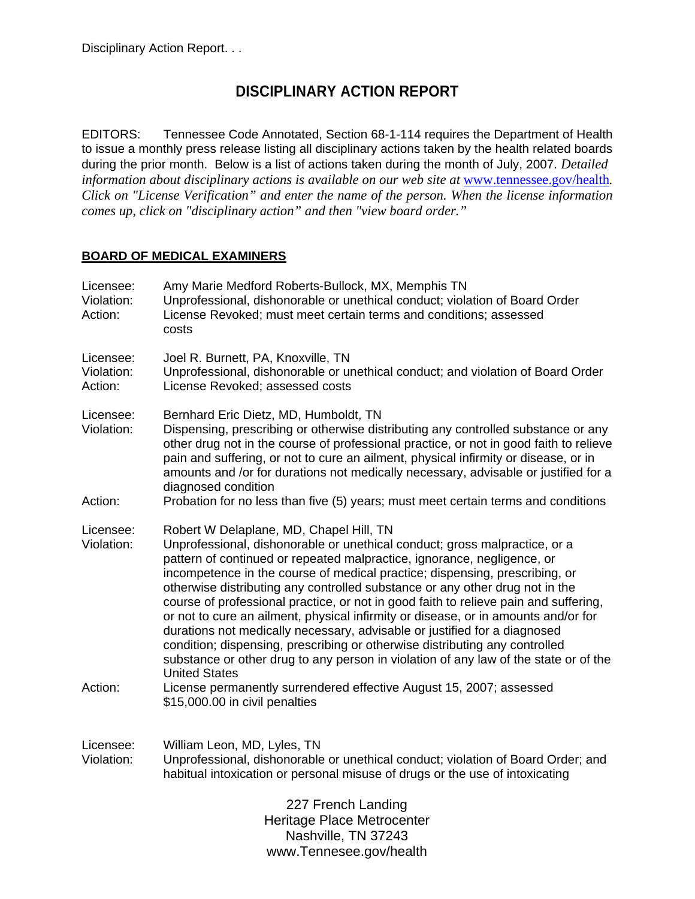# DISCIPLINARY ACTION REPORT

EDITORS: Tennessee Code Annotated, Section 68-1-114 requires the Department of Health to issue a monthly press release listing all disciplinary actions taken by the health related boards during the prior month. Below is a list of actions taken during the month of July, 2007. *Detailed information about disciplinary actions is available on our web site at* www.tennessee.gov/health*. Click on "License Verification" and enter the name of the person. When the license information comes up, click on "disciplinary action" and then "view board order."*

## BOARD OF MEDICAL EXAMINERS

Licensee: Amy Marie Medford Roberts-Bullock, MX, Memphis TN
Violation: Unprofessional, dishonorable or unethical conduct; violation of Board Order
Action: License Revoked; must meet certain terms and conditions; assessed costs

Licensee: Joel R. Burnett, PA, Knoxville, TN
Violation: Unprofessional, dishonorable or unethical conduct; and violation of Board Order
Action: License Revoked; assessed costs

Licensee: Bernhard Eric Dietz, MD, Humboldt, TN
Violation: Dispensing, prescribing or otherwise distributing any controlled substance or any other drug not in the course of professional practice, or not in good faith to relieve pain and suffering, or not to cure an ailment, physical infirmity or disease, or in amounts and /or for durations not medically necessary, advisable or justified for a diagnosed condition
Action: Probation for no less than five (5) years; must meet certain terms and conditions

Licensee: Robert W Delaplane, MD, Chapel Hill, TN
Violation: Unprofessional, dishonorable or unethical conduct; gross malpractice, or a pattern of continued or repeated malpractice, ignorance, negligence, or incompetence in the course of medical practice; dispensing, prescribing, or otherwise distributing any controlled substance or any other drug not in the course of professional practice, or not in good faith to relieve pain and suffering, or not to cure an ailment, physical infirmity or disease, or in amounts and/or for durations not medically necessary, advisable or justified for a diagnosed condition; dispensing, prescribing or otherwise distributing any controlled substance or other drug to any person in violation of any law of the state or of the United States
Action: License permanently surrendered effective August 15, 2007; assessed $15,000.00 in civil penalties

Licensee: William Leon, MD, Lyles, TN
Violation: Unprofessional, dishonorable or unethical conduct; violation of Board Order; and habitual intoxication or personal misuse of drugs or the use of intoxicating

227 French Landing
Heritage Place Metrocenter
Nashville, TN 37243
www.Tennesee.gov/health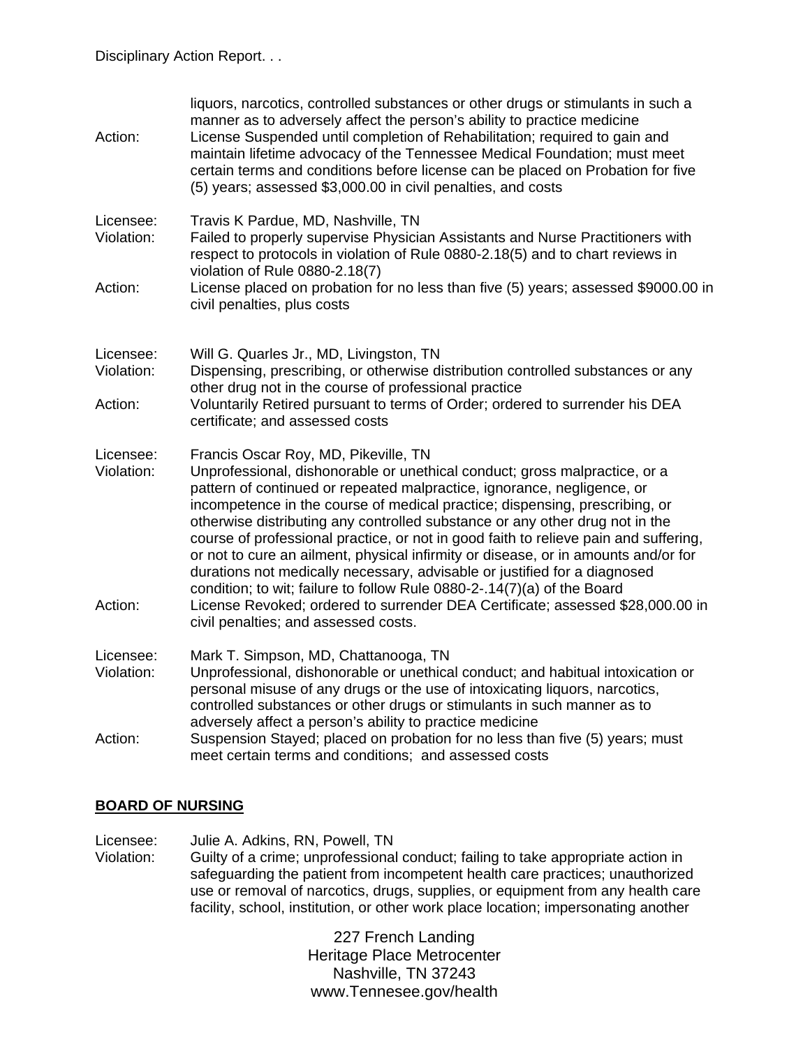liquors, narcotics, controlled substances or other drugs or stimulants in such a manner as to adversely affect the person's ability to practice medicine

Action: License Suspended until completion of Rehabilitation; required to gain and maintain lifetime advocacy of the Tennessee Medical Foundation; must meet certain terms and conditions before license can be placed on Probation for five (5) years; assessed $3,000.00 in civil penalties, and costs

Licensee: Travis K Pardue, MD, Nashville, TN
Violation: Failed to properly supervise Physician Assistants and Nurse Practitioners with respect to protocols in violation of Rule 0880-2.18(5) and to chart reviews in violation of Rule 0880-2.18(7)
Action: License placed on probation for no less than five (5) years; assessed $9000.00 in civil penalties, plus costs

Licensee: Will G. Quarles Jr., MD, Livingston, TN
Violation: Dispensing, prescribing, or otherwise distribution controlled substances or any other drug not in the course of professional practice
Action: Voluntarily Retired pursuant to terms of Order; ordered to surrender his DEA certificate; and assessed costs

Licensee: Francis Oscar Roy, MD, Pikeville, TN
Violation: Unprofessional, dishonorable or unethical conduct; gross malpractice, or a pattern of continued or repeated malpractice, ignorance, negligence, or incompetence in the course of medical practice; dispensing, prescribing, or otherwise distributing any controlled substance or any other drug not in the course of professional practice, or not in good faith to relieve pain and suffering, or not to cure an ailment, physical infirmity or disease, or in amounts and/or for durations not medically necessary, advisable or justified for a diagnosed condition; to wit; failure to follow Rule 0880-2-.14(7)(a) of the Board
Action: License Revoked; ordered to surrender DEA Certificate; assessed $28,000.00 in civil penalties; and assessed costs.

Licensee: Mark T. Simpson, MD, Chattanooga, TN
Violation: Unprofessional, dishonorable or unethical conduct; and habitual intoxication or personal misuse of any drugs or the use of intoxicating liquors, narcotics, controlled substances or other drugs or stimulants in such manner as to adversely affect a person's ability to practice medicine
Action: Suspension Stayed; placed on probation for no less than five (5) years; must meet certain terms and conditions; and assessed costs

## BOARD OF NURSING

Licensee: Julie A. Adkins, RN, Powell, TN
Violation: Guilty of a crime; unprofessional conduct; failing to take appropriate action in safeguarding the patient from incompetent health care practices; unauthorized use or removal of narcotics, drugs, supplies, or equipment from any health care facility, school, institution, or other work place location; impersonating another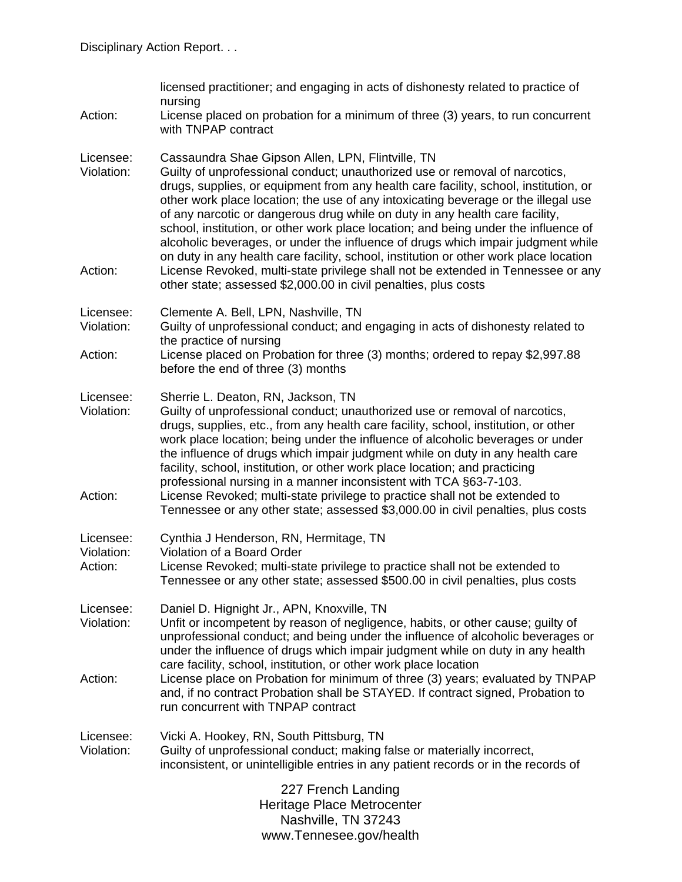licensed practitioner; and engaging in acts of dishonesty related to practice of nursing

Action: License placed on probation for a minimum of three (3) years, to run concurrent with TNPAP contract

Licensee: Cassaundra Shae Gipson Allen, LPN, Flintville, TN
Violation: Guilty of unprofessional conduct; unauthorized use or removal of narcotics, drugs, supplies, or equipment from any health care facility, school, institution, or other work place location; the use of any intoxicating beverage or the illegal use of any narcotic or dangerous drug while on duty in any health care facility, school, institution, or other work place location; and being under the influence of alcoholic beverages, or under the influence of drugs which impair judgment while on duty in any health care facility, school, institution or other work place location
Action: License Revoked, multi-state privilege shall not be extended in Tennessee or any other state; assessed $2,000.00 in civil penalties, plus costs

Licensee: Clemente A. Bell, LPN, Nashville, TN
Violation: Guilty of unprofessional conduct; and engaging in acts of dishonesty related to the practice of nursing
Action: License placed on Probation for three (3) months; ordered to repay $2,997.88 before the end of three (3) months

Licensee: Sherrie L. Deaton, RN, Jackson, TN
Violation: Guilty of unprofessional conduct; unauthorized use or removal of narcotics, drugs, supplies, etc., from any health care facility, school, institution, or other work place location; being under the influence of alcoholic beverages or under the influence of drugs which impair judgment while on duty in any health care facility, school, institution, or other work place location; and practicing professional nursing in a manner inconsistent with TCA §63-7-103.
Action: License Revoked; multi-state privilege to practice shall not be extended to Tennessee or any other state; assessed $3,000.00 in civil penalties, plus costs

Licensee: Cynthia J Henderson, RN, Hermitage, TN
Violation: Violation of a Board Order
Action: License Revoked; multi-state privilege to practice shall not be extended to Tennessee or any other state; assessed $500.00 in civil penalties, plus costs

Licensee: Daniel D. Hignight Jr., APN, Knoxville, TN
Violation: Unfit or incompetent by reason of negligence, habits, or other cause; guilty of unprofessional conduct; and being under the influence of alcoholic beverages or under the influence of drugs which impair judgment while on duty in any health care facility, school, institution, or other work place location
Action: License place on Probation for minimum of three (3) years; evaluated by TNPAP and, if no contract Probation shall be STAYED. If contract signed, Probation to run concurrent with TNPAP contract

Licensee: Vicki A. Hookey, RN, South Pittsburg, TN
Violation: Guilty of unprofessional conduct; making false or materially incorrect, inconsistent, or unintelligible entries in any patient records or in the records of

227 French Landing
Heritage Place Metrocenter
Nashville, TN 37243
www.Tennesee.gov/health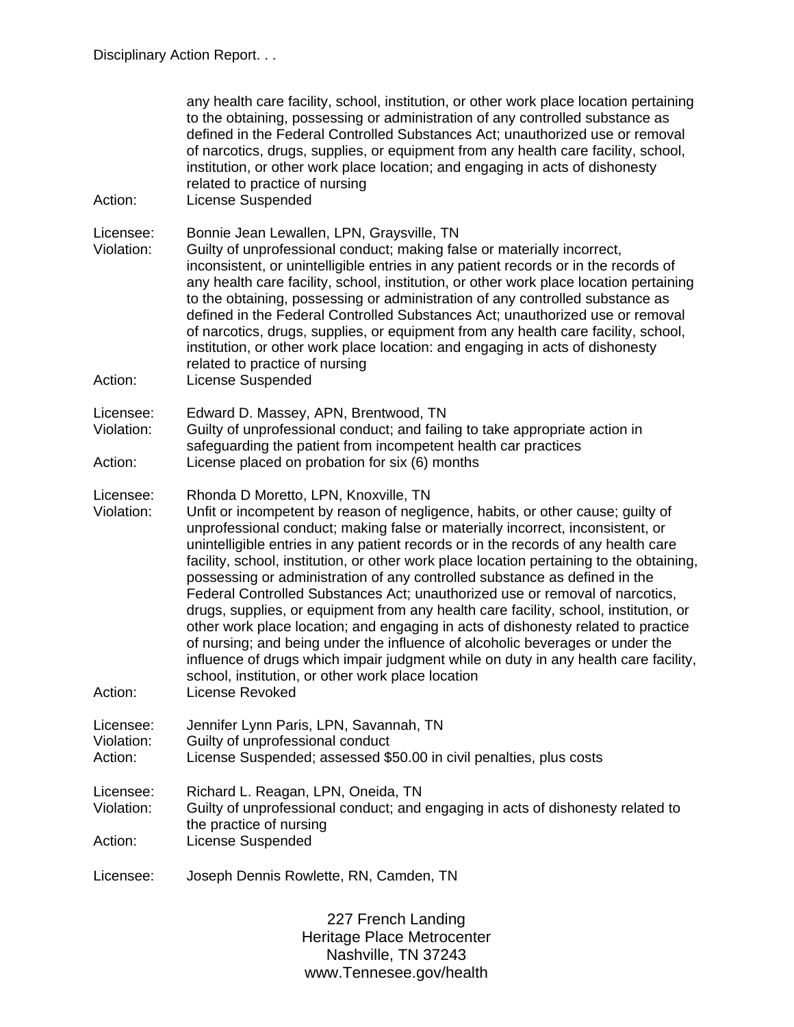any health care facility, school, institution, or other work place location pertaining to the obtaining, possessing or administration of any controlled substance as defined in the Federal Controlled Substances Act; unauthorized use or removal of narcotics, drugs, supplies, or equipment from any health care facility, school, institution, or other work place location; and engaging in acts of dishonesty related to practice of nursing

Action: License Suspended

Licensee: Bonnie Jean Lewallen, LPN, Graysville, TN

Violation: Guilty of unprofessional conduct; making false or materially incorrect, inconsistent, or unintelligible entries in any patient records or in the records of any health care facility, school, institution, or other work place location pertaining to the obtaining, possessing or administration of any controlled substance as defined in the Federal Controlled Substances Act; unauthorized use or removal of narcotics, drugs, supplies, or equipment from any health care facility, school, institution, or other work place location: and engaging in acts of dishonesty related to practice of nursing

Action: License Suspended

Licensee: Edward D. Massey, APN, Brentwood, TN

Violation: Guilty of unprofessional conduct; and failing to take appropriate action in safeguarding the patient from incompetent health car practices

Action: License placed on probation for six (6) months

Licensee: Rhonda D Moretto, LPN, Knoxville, TN

Violation: Unfit or incompetent by reason of negligence, habits, or other cause; guilty of unprofessional conduct; making false or materially incorrect, inconsistent, or unintelligible entries in any patient records or in the records of any health care facility, school, institution, or other work place location pertaining to the obtaining, possessing or administration of any controlled substance as defined in the Federal Controlled Substances Act; unauthorized use or removal of narcotics, drugs, supplies, or equipment from any health care facility, school, institution, or other work place location; and engaging in acts of dishonesty related to practice of nursing; and being under the influence of alcoholic beverages or under the influence of drugs which impair judgment while on duty in any health care facility, school, institution, or other work place location

Action: License Revoked

Licensee: Jennifer Lynn Paris, LPN, Savannah, TN

Violation: Guilty of unprofessional conduct

Action: License Suspended; assessed $50.00 in civil penalties, plus costs

Licensee: Richard L. Reagan, LPN, Oneida, TN

Violation: Guilty of unprofessional conduct; and engaging in acts of dishonesty related to the practice of nursing

Action: License Suspended

Licensee: Joseph Dennis Rowlette, RN, Camden, TN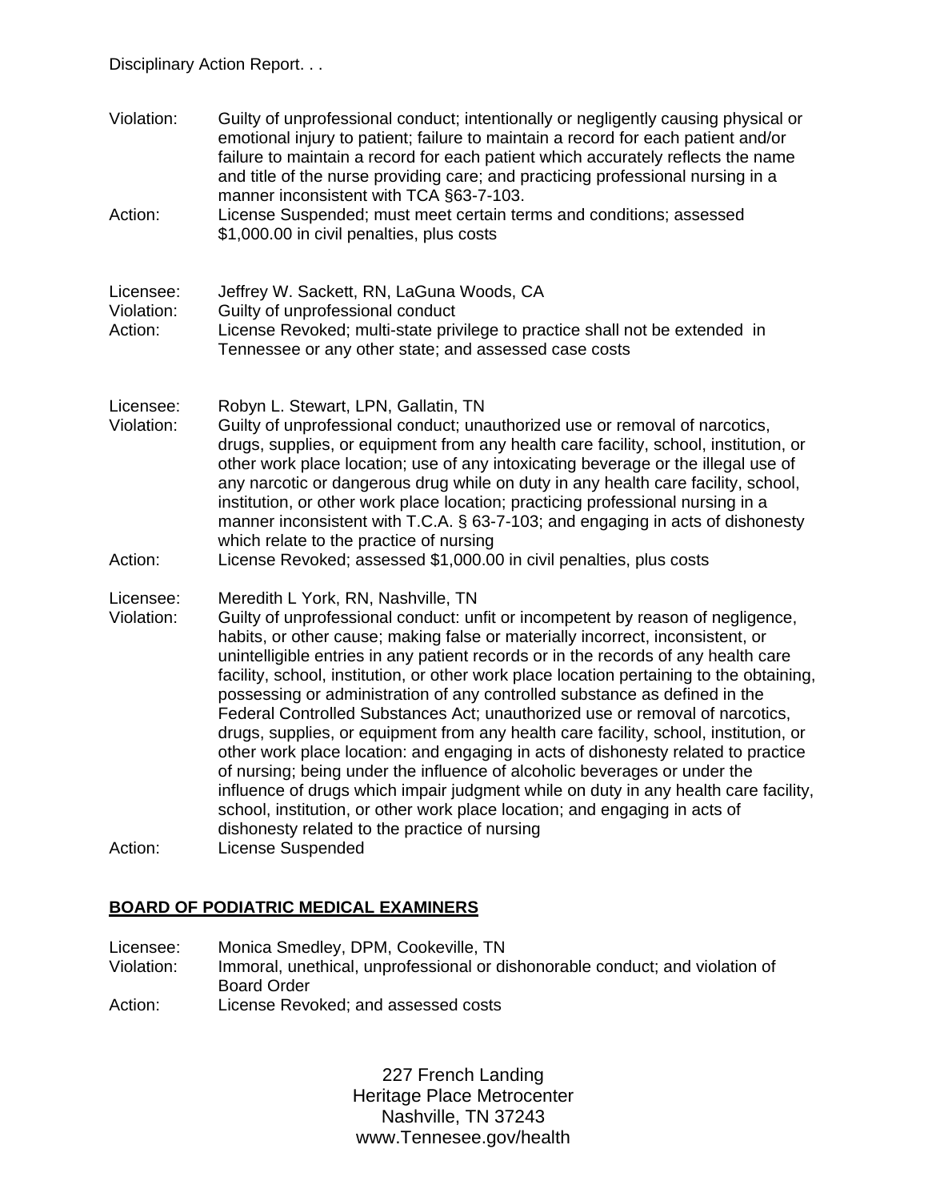Violation: Guilty of unprofessional conduct; intentionally or negligently causing physical or emotional injury to patient; failure to maintain a record for each patient and/or failure to maintain a record for each patient which accurately reflects the name and title of the nurse providing care; and practicing professional nursing in a manner inconsistent with TCA §63-7-103.

Action: License Suspended; must meet certain terms and conditions; assessed $1,000.00 in civil penalties, plus costs

Licensee: Jeffrey W. Sackett, RN, LaGuna Woods, CA

Violation: Guilty of unprofessional conduct

Action: License Revoked; multi-state privilege to practice shall not be extended in Tennessee or any other state; and assessed case costs

Licensee: Robyn L. Stewart, LPN, Gallatin, TN

Violation: Guilty of unprofessional conduct; unauthorized use or removal of narcotics, drugs, supplies, or equipment from any health care facility, school, institution, or other work place location; use of any intoxicating beverage or the illegal use of any narcotic or dangerous drug while on duty in any health care facility, school, institution, or other work place location; practicing professional nursing in a manner inconsistent with T.C.A. § 63-7-103; and engaging in acts of dishonesty which relate to the practice of nursing

Action: License Revoked; assessed $1,000.00 in civil penalties, plus costs

Licensee: Meredith L York, RN, Nashville, TN

Violation: Guilty of unprofessional conduct: unfit or incompetent by reason of negligence, habits, or other cause; making false or materially incorrect, inconsistent, or unintelligible entries in any patient records or in the records of any health care facility, school, institution, or other work place location pertaining to the obtaining, possessing or administration of any controlled substance as defined in the Federal Controlled Substances Act; unauthorized use or removal of narcotics, drugs, supplies, or equipment from any health care facility, school, institution, or other work place location: and engaging in acts of dishonesty related to practice of nursing; being under the influence of alcoholic beverages or under the influence of drugs which impair judgment while on duty in any health care facility, school, institution, or other work place location; and engaging in acts of dishonesty related to the practice of nursing

Action: License Suspended

## BOARD OF PODIATRIC MEDICAL EXAMINERS

Licensee: Monica Smedley, DPM, Cookeville, TN

Violation: Immoral, unethical, unprofessional or dishonorable conduct; and violation of Board Order

Action: License Revoked; and assessed costs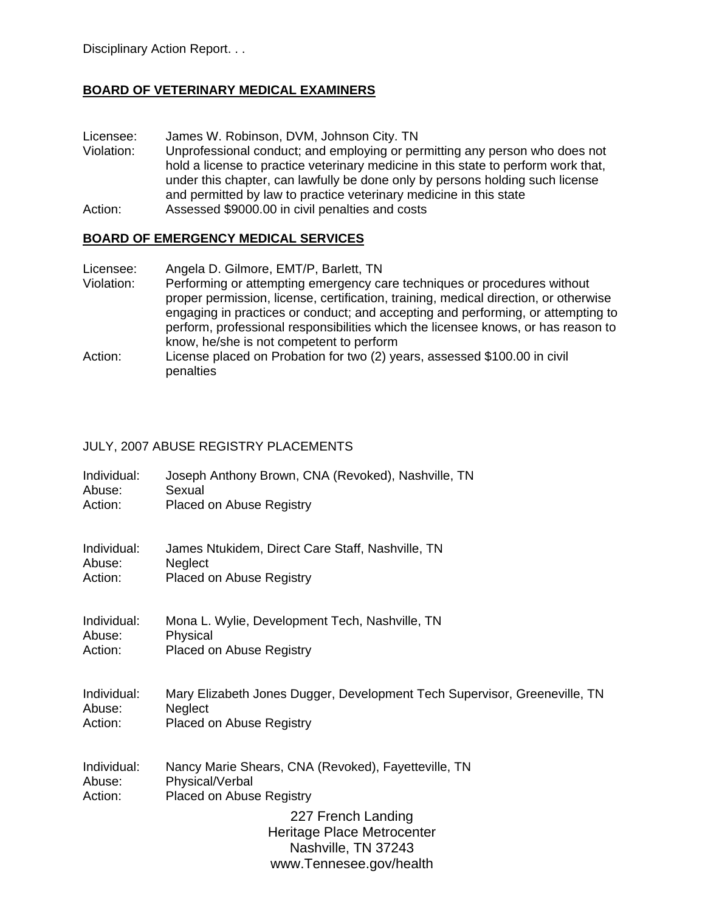Disciplinary Action Report. . .

**BOARD OF VETERINARY MEDICAL EXAMINERS**

Licensee: James W. Robinson, DVM, Johnson City. TN
Violation: Unprofessional conduct; and employing or permitting any person who does not hold a license to practice veterinary medicine in this state to perform work that, under this chapter, can lawfully be done only by persons holding such license and permitted by law to practice veterinary medicine in this state
Action: Assessed $9000.00 in civil penalties and costs

**BOARD OF EMERGENCY MEDICAL SERVICES**

Licensee: Angela D. Gilmore, EMT/P, Barlett, TN
Violation: Performing or attempting emergency care techniques or procedures without proper permission, license, certification, training, medical direction, or otherwise engaging in practices or conduct; and accepting and performing, or attempting to perform, professional responsibilities which the licensee knows, or has reason to know, he/she is not competent to perform
Action: License placed on Probation for two (2) years, assessed $100.00 in civil penalties

JULY, 2007 ABUSE REGISTRY PLACEMENTS

Individual: Joseph Anthony Brown, CNA (Revoked), Nashville, TN
Abuse: Sexual
Action: Placed on Abuse Registry

Individual: James Ntukidem, Direct Care Staff, Nashville, TN
Abuse: Neglect
Action: Placed on Abuse Registry

Individual: Mona L. Wylie, Development Tech, Nashville, TN
Abuse: Physical
Action: Placed on Abuse Registry

Individual: Mary Elizabeth Jones Dugger, Development Tech Supervisor, Greeneville, TN
Abuse: Neglect
Action: Placed on Abuse Registry

Individual: Nancy Marie Shears, CNA (Revoked), Fayetteville, TN
Abuse: Physical/Verbal
Action: Placed on Abuse Registry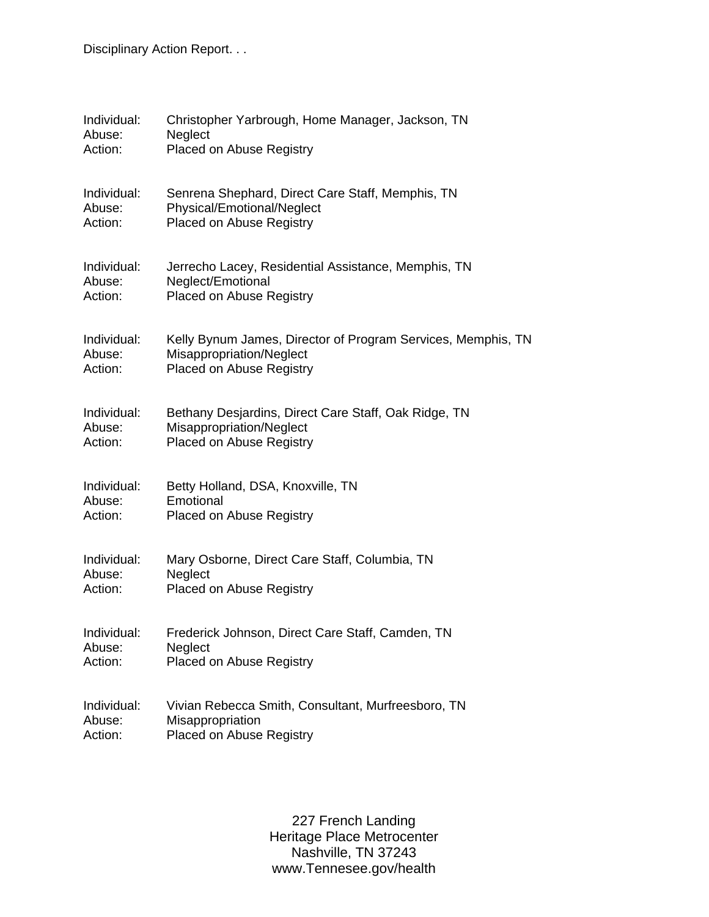Individual: Christopher Yarbrough, Home Manager, Jackson, TN
Abuse: Neglect
Action: Placed on Abuse Registry

Individual: Senrena Shephard, Direct Care Staff, Memphis, TN
Abuse: Physical/Emotional/Neglect
Action: Placed on Abuse Registry

Individual: Jerrecho Lacey, Residential Assistance, Memphis, TN
Abuse: Neglect/Emotional
Action: Placed on Abuse Registry

Individual: Kelly Bynum James, Director of Program Services, Memphis, TN
Abuse: Misappropriation/Neglect
Action: Placed on Abuse Registry

Individual: Bethany Desjardins, Direct Care Staff, Oak Ridge, TN
Abuse: Misappropriation/Neglect
Action: Placed on Abuse Registry

Individual: Betty Holland, DSA, Knoxville, TN
Abuse: Emotional
Action: Placed on Abuse Registry

Individual: Mary Osborne, Direct Care Staff, Columbia, TN
Abuse: Neglect
Action: Placed on Abuse Registry

Individual: Frederick Johnson, Direct Care Staff, Camden, TN
Abuse: Neglect
Action: Placed on Abuse Registry

Individual: Vivian Rebecca Smith, Consultant, Murfreesboro, TN
Abuse: Misappropriation
Action: Placed on Abuse Registry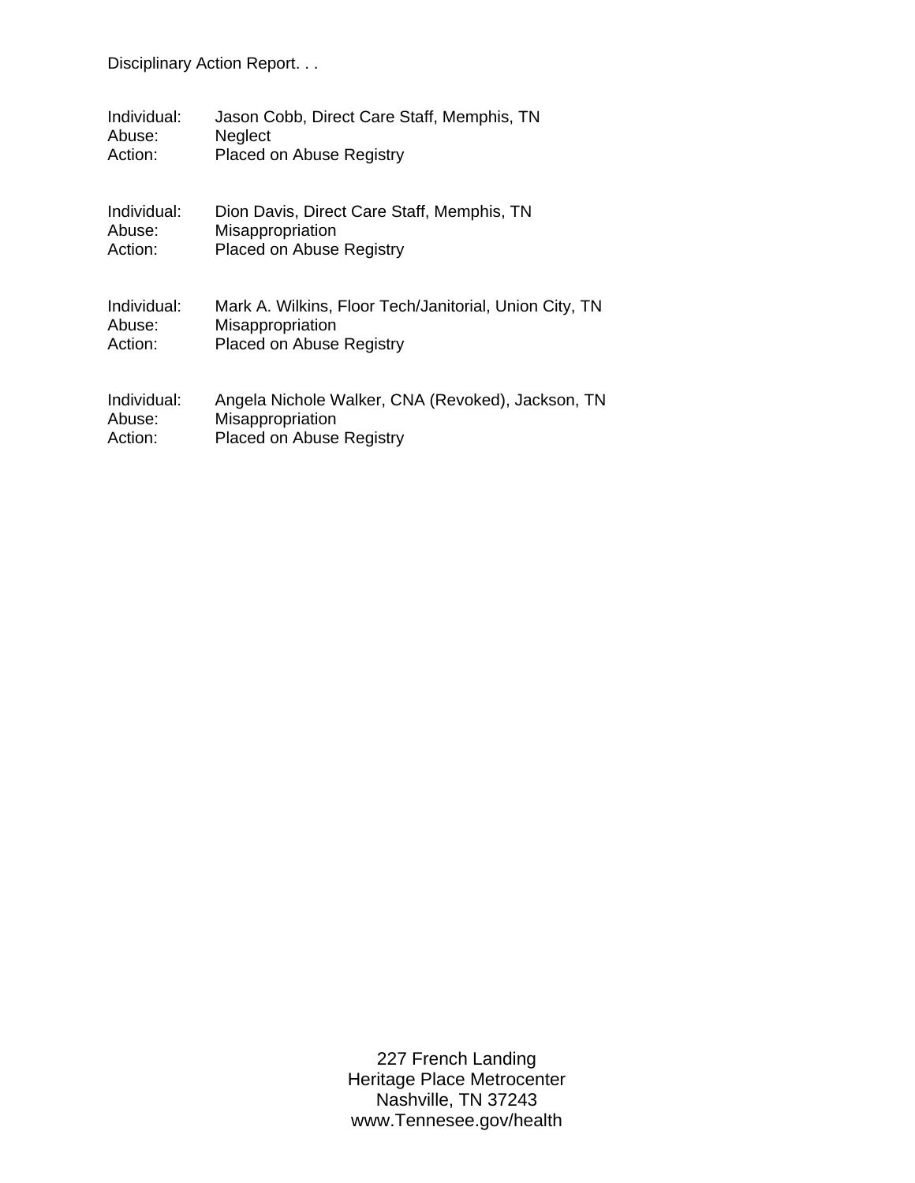Individual: Jason Cobb, Direct Care Staff, Memphis, TN
Abuse: Neglect
Action: Placed on Abuse Registry

Individual: Dion Davis, Direct Care Staff, Memphis, TN
Abuse: Misappropriation
Action: Placed on Abuse Registry

Individual: Mark A. Wilkins, Floor Tech/Janitorial, Union City, TN
Abuse: Misappropriation
Action: Placed on Abuse Registry

Individual: Angela Nichole Walker, CNA (Revoked), Jackson, TN
Abuse: Misappropriation
Action: Placed on Abuse Registry